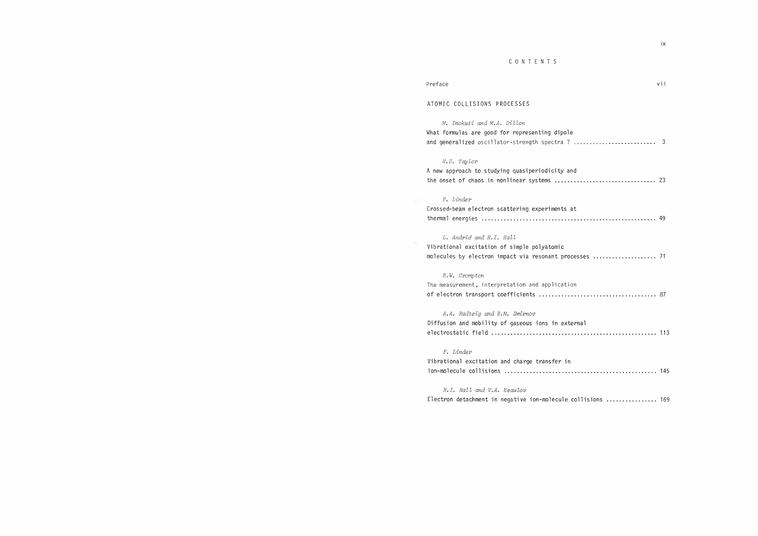# CONTENTS

Preface vii

## ATOMIC COLLISIONS PROCESSES

*M. Inokuti and M.A. Dillon*
What formulas are good for representing dipole and generalized oscillator-strength spectra ? .......................... 3

*H.S. Taylor*
A new approach to studying quasiperiodicity and the onset of chaos in nonlinear systems ............................... 23

*F. Linder*
Crossed-beam electron scattering experiments at thermal energies ...................................................... 49

*L. Andrić and R.I. Hall*
Vibrational excitation of simple polyatomic molecules by electron impact via resonant processes .................... 71

*R.W. Crompton*
The measurement, interpretation and application of electron transport coefficients .................................... 87

*A.A. Radtsig and B.M. Smirnov*
Diffusion and mobility of gaseous ions in external electrostatic field ................................................... 113

*F. Linder*
Vibrational excitation and charge transfer in ion-molecule collisions ............................................... 145

*R.I. Hall and V.A. Esaulov*
Electron detachment in negative ion-molecule collisions ................ 169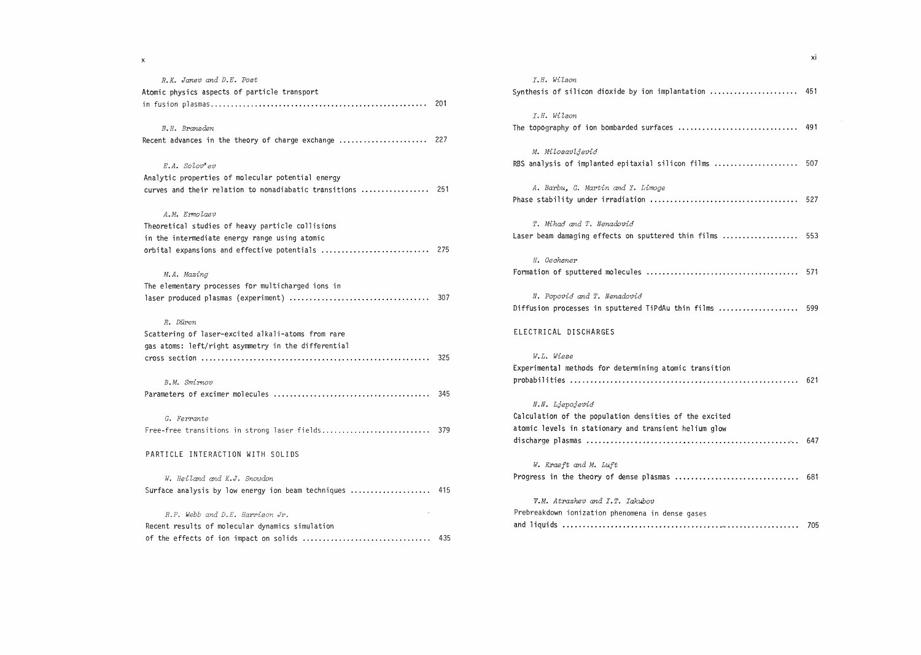*R.K. Janev and D.E. Post*
Atomic physics aspects of particle transport in fusion plasmas ........ 201

*B.H. Bransden*
Recent advances in the theory of charge exchange ........ 227

*E.A. Solov'ev*
Analytic properties of molecular potential energy curves and their relation to nonadiabatic transitions ........ 251

*A.M. Ermolaev*
Theoretical studies of heavy particle collisions in the intermediate energy range using atomic orbital expansions and effective potentials ........ 275

*M.A. Mazing*
The elementary processes for multicharged ions in laser produced plasmas (experiment) ........ 307

*R. Düren*
Scattering of laser-excited alkali-atoms from rare gas atoms: left/right asymmetry in the differential cross section ........ 325

*B.M. Smirnov*
Parameters of excimer molecules ........ 345

*G. Ferrante*
Free-free transitions in strong laser fields ........ 379

## PARTICLE INTERACTION WITH SOLIDS

*W. Heiland and K.J. Snowdon*
Surface analysis by low energy ion beam techniques ........ 415

*R.P. Webb and D.E. Harrison Jr.*
Recent results of molecular dynamics simulation of the effects of ion impact on solids ........ 435

*I.H. Wilson*
Synthesis of silicon dioxide by ion implantation ........ 451

*I.H. Wilson*
The topography of ion bombarded surfaces ........ 491

*M. Milosavljević*
RBS analysis of implanted epitaxial silicon films ........ 507

*A. Barbu, G. Martin and Y. Limoge*
Phase stability under irradiation ........ 527

*T. Mihać and T. Nenadović*
Laser beam damaging effects on sputtered thin films ........ 553

*H. Oechsner*
Formation of sputtered molecules ........ 571

*N. Popović and T. Nenadović*
Diffusion processes in sputtered TiPdAu thin films ........ 599

## ELECTRICAL DISCHARGES

*W.L. Wiese*
Experimental methods for determining atomic transition probabilities ........ 621

*N.N. Ljepojević*
Calculation of the population densities of the excited atomic levels in stationary and transient helium glow discharge plasmas ........ 647

*W. Kraeft and M. Luft*
Progress in the theory of dense plasmas ........ 681

*V.M. Atrazhev and I.T. Iakubov*
Prebreakdown ionization phenomena in dense gases and liquids ........ 705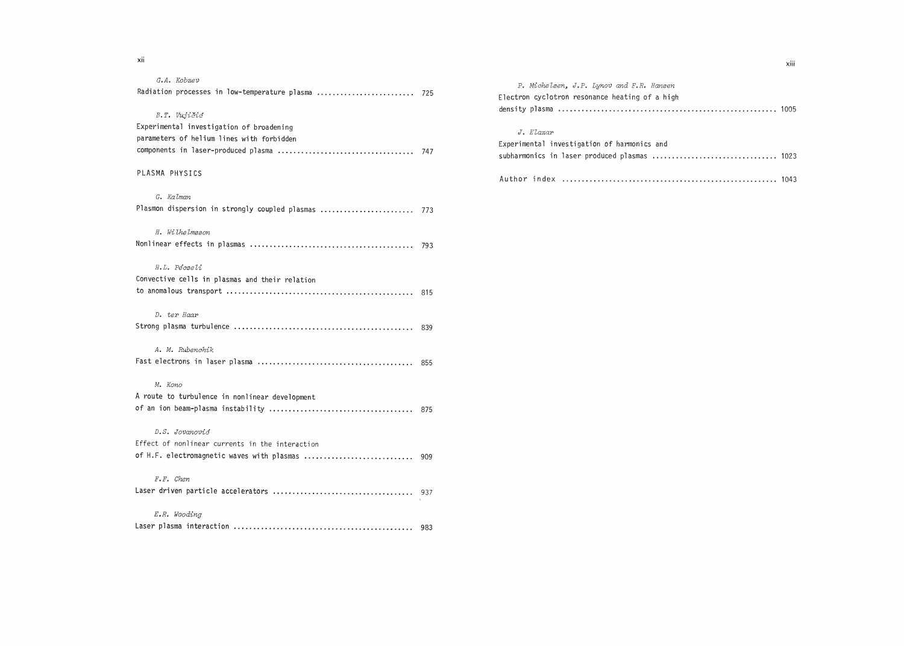*G.A. Kobzev*
Radiation processes in low-temperature plasma ........................ 725

*B.T. Vujičić*
Experimental investigation of broadening parameters of helium lines with forbidden components in laser-produced plasma .................................. 747

## PLASMA PHYSICS

*G. Kalman*
Plasmon dispersion in strongly coupled plasmas ....................... 773

*H. Wilhelmsson*
Nonlinear effects in plasmas ......................................... 793

*H.L. Pécseli*
Convective cells in plasmas and their relation to anomalous transport ............................................... 815

*D. ter Haar*
Strong plasma turbulence ............................................. 839

*A. M. Rubenchik*
Fast electrons in laser plasma ....................................... 855

*M. Kono*
A route to turbulence in nonlinear development of an ion beam-plasma instability .................................... 875

*D.S. Jovanović*
Effect of nonlinear currents in the interaction of H.F. electromagnetic waves with plasmas ........................... 909

*F.F. Chen*
Laser driven particle accelerators ................................... 937

*E.R. Wooding*
Laser plasma interaction ............................................. 983

*P. Michelsen, J.P. Lynov and F.R. Hansen*
Electron cyclotron resonance heating of a high density plasma ....................................................... 1005

*J. Elazar*
Experimental investigation of harmonics and subharmonics in laser produced plasmas ............................... 1023

Author index ...................................................... 1043